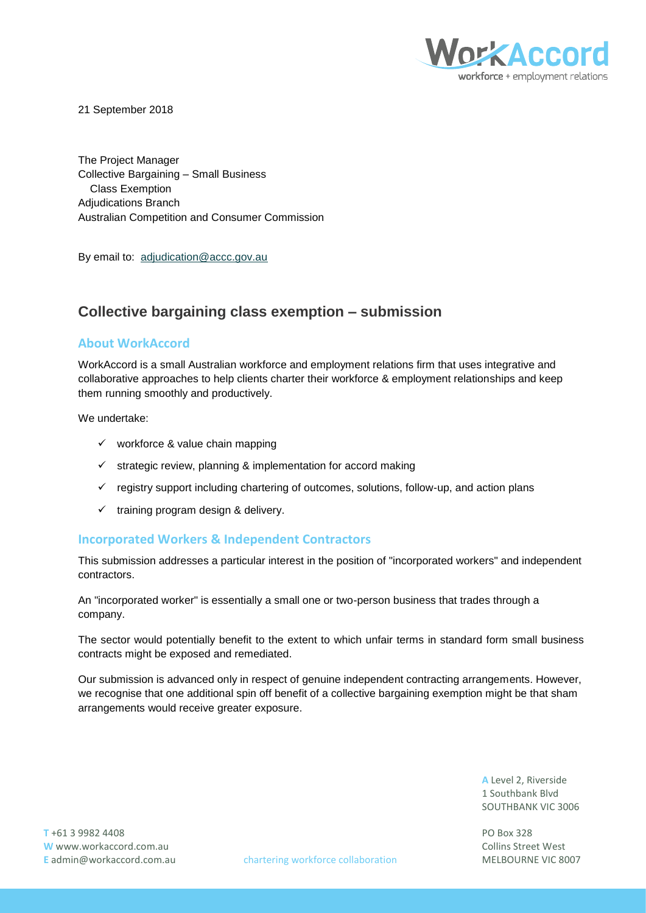21 September 2018

The Project Manager
Collective Bargaining – Small Business
Class Exemption
Adjudications Branch
Australian Competition and Consumer Commission

By email to: adjudication@accc.gov.au

# Collective bargaining class exemption – submission

## About WorkAccord

WorkAccord is a small Australian workforce and employment relations firm that uses integrative and collaborative approaches to help clients charter their workforce & employment relationships and keep them running smoothly and productively.

We undertake:

- ✓ workforce & value chain mapping
- ✓ strategic review, planning & implementation for accord making
- ✓ registry support including chartering of outcomes, solutions, follow-up, and action plans
- ✓ training program design & delivery.

## Incorporated Workers & Independent Contractors

This submission addresses a particular interest in the position of "incorporated workers" and independent contractors.

An "incorporated worker" is essentially a small one or two-person business that trades through a company.

The sector would potentially benefit to the extent to which unfair terms in standard form small business contracts might be exposed and remediated.

Our submission is advanced only in respect of genuine independent contracting arrangements. However, we recognise that one additional spin off benefit of a collective bargaining exemption might be that sham arrangements would receive greater exposure.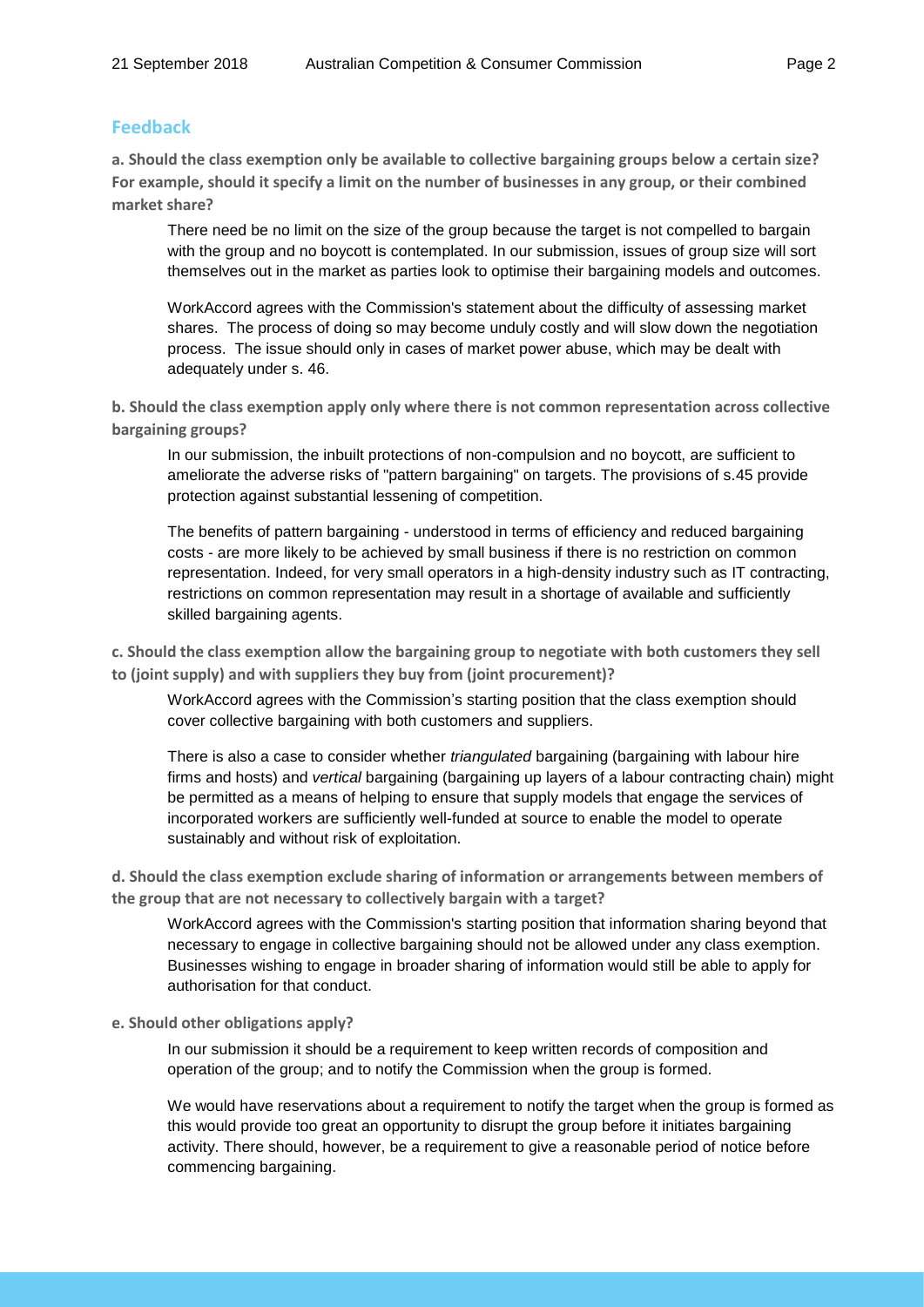## Feedback

**a. Should the class exemption only be available to collective bargaining groups below a certain size? For example, should it specify a limit on the number of businesses in any group, or their combined market share?**

There need be no limit on the size of the group because the target is not compelled to bargain with the group and no boycott is contemplated. In our submission, issues of group size will sort themselves out in the market as parties look to optimise their bargaining models and outcomes.

WorkAccord agrees with the Commission's statement about the difficulty of assessing market shares. The process of doing so may become unduly costly and will slow down the negotiation process. The issue should only in cases of market power abuse, which may be dealt with adequately under s. 46.

**b. Should the class exemption apply only where there is not common representation across collective bargaining groups?**

In our submission, the inbuilt protections of non-compulsion and no boycott, are sufficient to ameliorate the adverse risks of "pattern bargaining" on targets. The provisions of s.45 provide protection against substantial lessening of competition.

The benefits of pattern bargaining - understood in terms of efficiency and reduced bargaining costs - are more likely to be achieved by small business if there is no restriction on common representation. Indeed, for very small operators in a high-density industry such as IT contracting, restrictions on common representation may result in a shortage of available and sufficiently skilled bargaining agents.

**c. Should the class exemption allow the bargaining group to negotiate with both customers they sell to (joint supply) and with suppliers they buy from (joint procurement)?**

WorkAccord agrees with the Commission's starting position that the class exemption should cover collective bargaining with both customers and suppliers.

There is also a case to consider whether *triangulated* bargaining (bargaining with labour hire firms and hosts) and *vertical* bargaining (bargaining up layers of a labour contracting chain) might be permitted as a means of helping to ensure that supply models that engage the services of incorporated workers are sufficiently well-funded at source to enable the model to operate sustainably and without risk of exploitation.

**d. Should the class exemption exclude sharing of information or arrangements between members of the group that are not necessary to collectively bargain with a target?**

WorkAccord agrees with the Commission's starting position that information sharing beyond that necessary to engage in collective bargaining should not be allowed under any class exemption. Businesses wishing to engage in broader sharing of information would still be able to apply for authorisation for that conduct.

**e. Should other obligations apply?**

In our submission it should be a requirement to keep written records of composition and operation of the group; and to notify the Commission when the group is formed.

We would have reservations about a requirement to notify the target when the group is formed as this would provide too great an opportunity to disrupt the group before it initiates bargaining activity. There should, however, be a requirement to give a reasonable period of notice before commencing bargaining.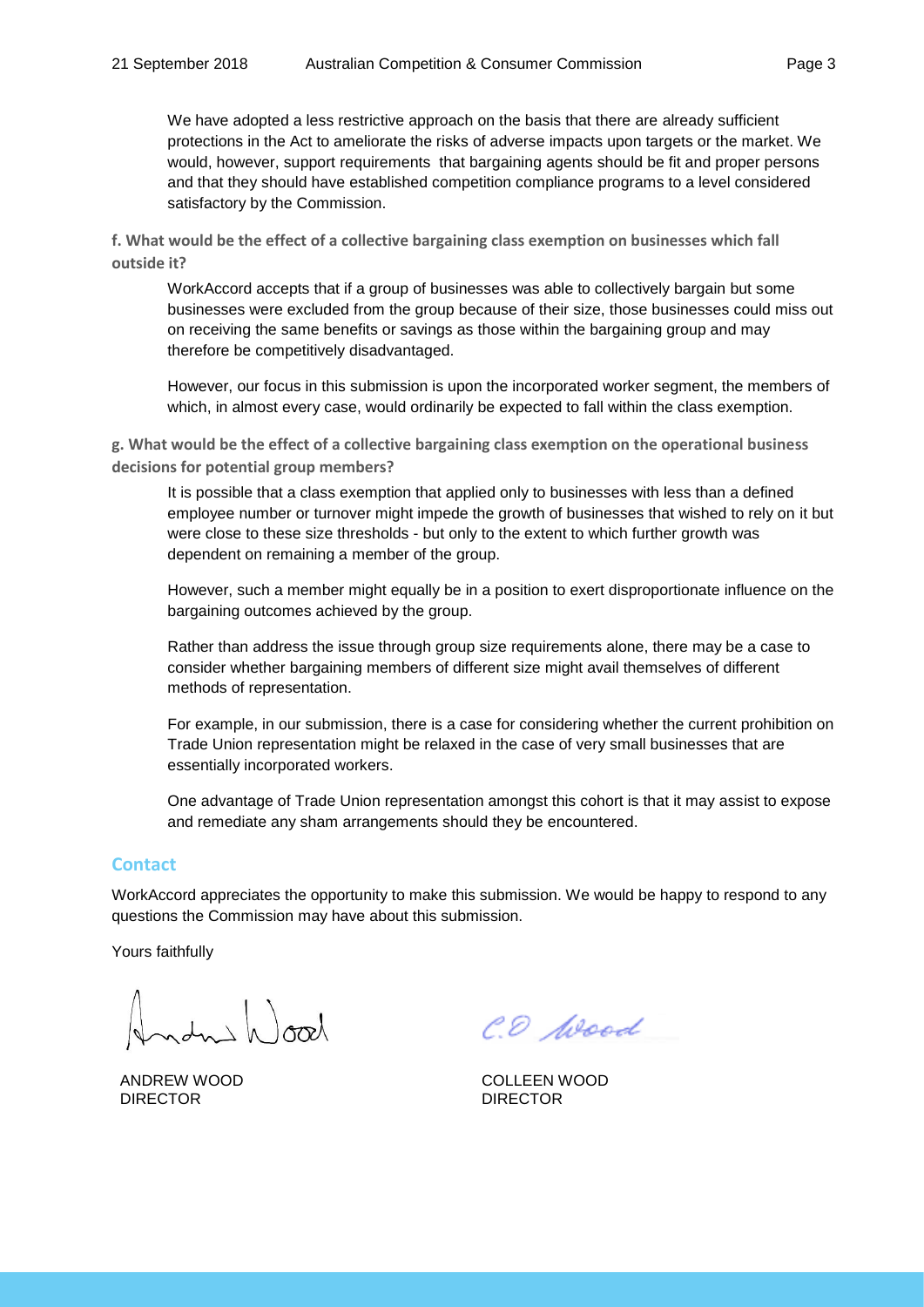We have adopted a less restrictive approach on the basis that there are already sufficient protections in the Act to ameliorate the risks of adverse impacts upon targets or the market. We would, however, support requirements that bargaining agents should be fit and proper persons and that they should have established competition compliance programs to a level considered satisfactory by the Commission.

**f. What would be the effect of a collective bargaining class exemption on businesses which fall outside it?**

WorkAccord accepts that if a group of businesses was able to collectively bargain but some businesses were excluded from the group because of their size, those businesses could miss out on receiving the same benefits or savings as those within the bargaining group and may therefore be competitively disadvantaged.

However, our focus in this submission is upon the incorporated worker segment, the members of which, in almost every case, would ordinarily be expected to fall within the class exemption.

**g. What would be the effect of a collective bargaining class exemption on the operational business decisions for potential group members?**

It is possible that a class exemption that applied only to businesses with less than a defined employee number or turnover might impede the growth of businesses that wished to rely on it but were close to these size thresholds - but only to the extent to which further growth was dependent on remaining a member of the group.

However, such a member might equally be in a position to exert disproportionate influence on the bargaining outcomes achieved by the group.

Rather than address the issue through group size requirements alone, there may be a case to consider whether bargaining members of different size might avail themselves of different methods of representation.

For example, in our submission, there is a case for considering whether the current prohibition on Trade Union representation might be relaxed in the case of very small businesses that are essentially incorporated workers.

One advantage of Trade Union representation amongst this cohort is that it may assist to expose and remediate any sham arrangements should they be encountered.

## Contact

WorkAccord appreciates the opportunity to make this submission. We would be happy to respond to any questions the Commission may have about this submission.

Yours faithfully

Andrew Wood

ANDREW WOOD
DIRECTOR

C.O Wood

COLLEEN WOOD
DIRECTOR